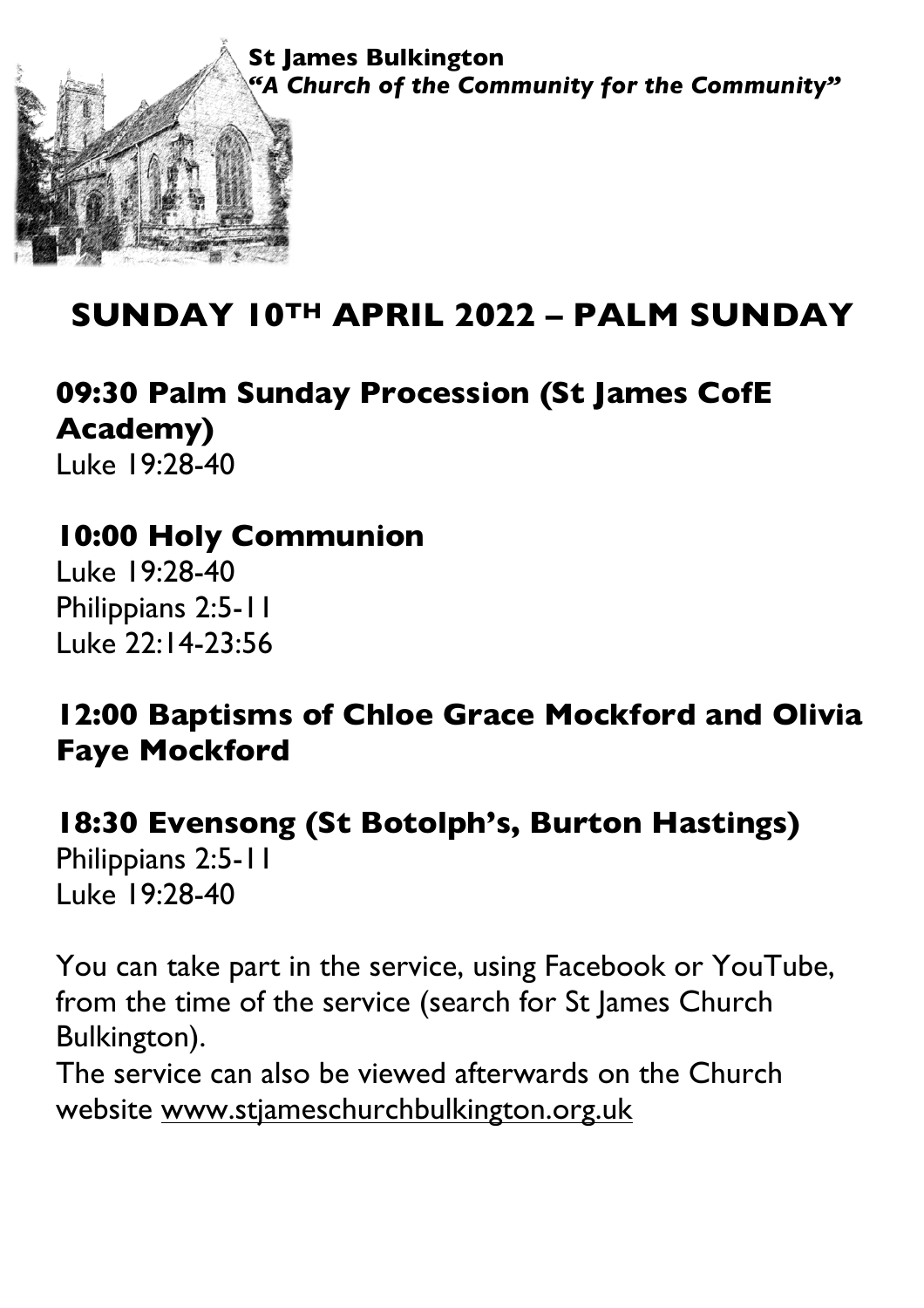**St James Bulkington**
***"A Church of the Community for the Community"***

# SUNDAY 10TH APRIL 2022 – PALM SUNDAY

## 09:30 Palm Sunday Procession (St James CofE Academy)

Luke 19:28-40

## 10:00 Holy Communion

Luke 19:28-40
Philippians 2:5-11
Luke 22:14-23:56

## 12:00 Baptisms of Chloe Grace Mockford and Olivia Faye Mockford

## 18:30 Evensong (St Botolph's, Burton Hastings)

Philippians 2:5-11
Luke 19:28-40

You can take part in the service, using Facebook or YouTube, from the time of the service (search for St James Church Bulkington).
The service can also be viewed afterwards on the Church website www.stjameschurchbulkington.org.uk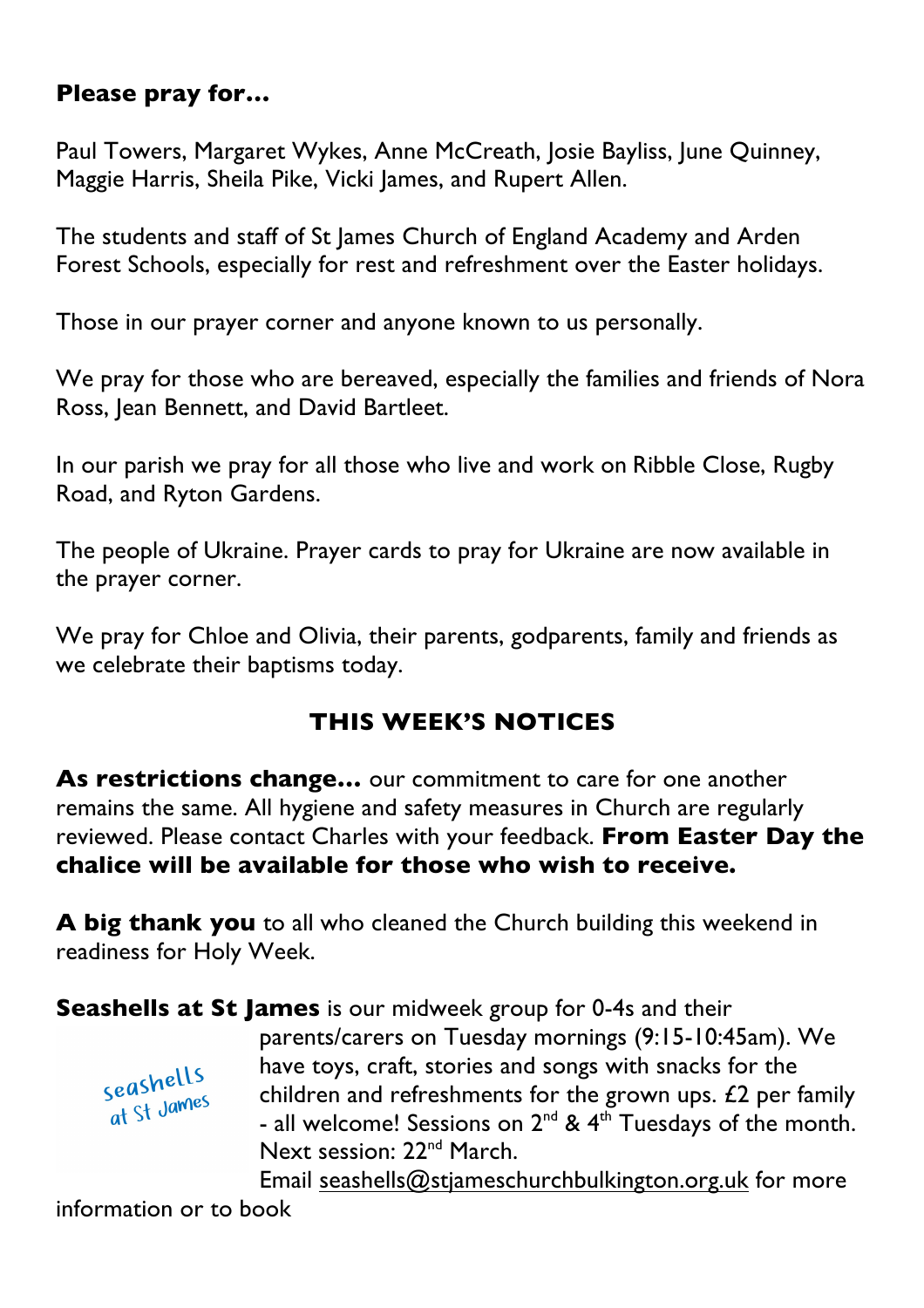**Please pray for…**

Paul Towers, Margaret Wykes, Anne McCreath, Josie Bayliss, June Quinney, Maggie Harris, Sheila Pike, Vicki James, and Rupert Allen.

The students and staff of St James Church of England Academy and Arden Forest Schools, especially for rest and refreshment over the Easter holidays.

Those in our prayer corner and anyone known to us personally.

We pray for those who are bereaved, especially the families and friends of Nora Ross, Jean Bennett, and David Bartleet.

In our parish we pray for all those who live and work on Ribble Close, Rugby Road, and Ryton Gardens.

The people of Ukraine. Prayer cards to pray for Ukraine are now available in the prayer corner.

We pray for Chloe and Olivia, their parents, godparents, family and friends as we celebrate their baptisms today.

## THIS WEEK'S NOTICES

**As restrictions change…** our commitment to care for one another remains the same. All hygiene and safety measures in Church are regularly reviewed. Please contact Charles with your feedback. **From Easter Day the chalice will be available for those who wish to receive.**

**A big thank you** to all who cleaned the Church building this weekend in readiness for Holy Week.

**Seashells at St James** is our midweek group for 0-4s and their parents/carers on Tuesday mornings (9:15-10:45am). We have toys, craft, stories and songs with snacks for the children and refreshments for the grown ups. £2 per family - all welcome! Sessions on 2nd & 4th Tuesdays of the month. Next session: 22nd March.

Seashells at St James

Email seashells@stjameschurchbulkington.org.uk for more information or to book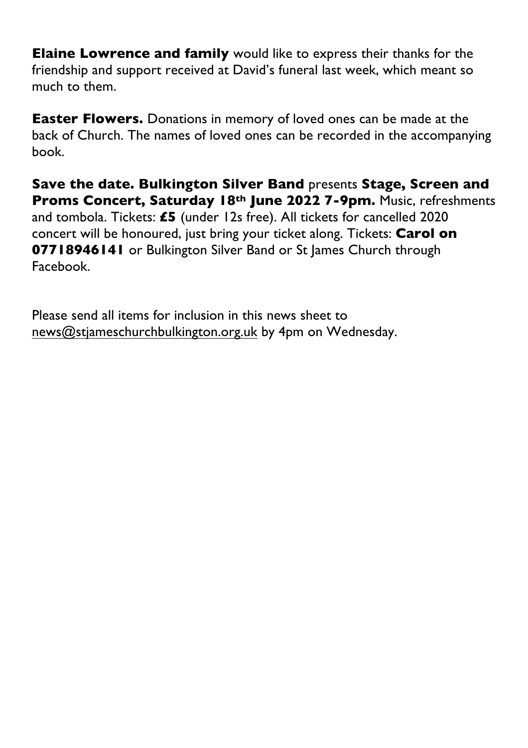**Elaine Lowrence and family** would like to express their thanks for the friendship and support received at David's funeral last week, which meant so much to them.

**Easter Flowers.** Donations in memory of loved ones can be made at the back of Church. The names of loved ones can be recorded in the accompanying book.

**Save the date. Bulkington Silver Band** presents **Stage, Screen and Proms Concert, Saturday 18th June 2022 7-9pm.** Music, refreshments and tombola. Tickets: **£5** (under 12s free). All tickets for cancelled 2020 concert will be honoured, just bring your ticket along. Tickets: **Carol on 07718946141** or Bulkington Silver Band or St James Church through Facebook.

Please send all items for inclusion in this news sheet to news@stjameschurchbulkington.org.uk by 4pm on Wednesday.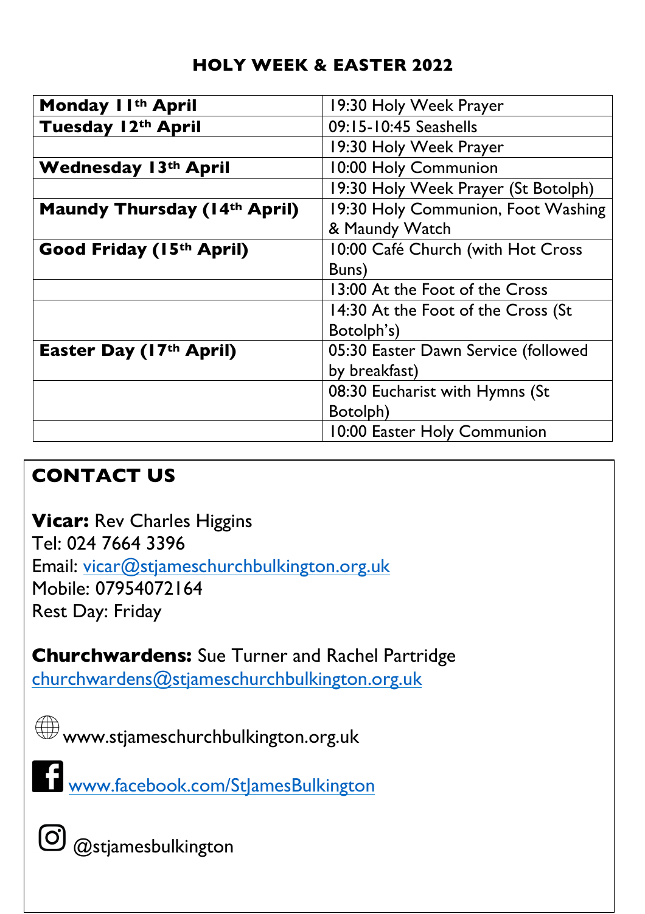## HOLY WEEK & EASTER 2022

| | |
|---|---|
| **Monday 11th April** | 19:30 Holy Week Prayer |
| **Tuesday 12th April** | 09:15-10:45 Seashells |
| | 19:30 Holy Week Prayer |
| **Wednesday 13th April** | 10:00 Holy Communion |
| | 19:30 Holy Week Prayer (St Botolph) |
| **Maundy Thursday (14th April)** | 19:30 Holy Communion, Foot Washing & Maundy Watch |
| **Good Friday (15th April)** | 10:00 Café Church (with Hot Cross Buns) |
| | 13:00 At the Foot of the Cross |
| | 14:30 At the Foot of the Cross (St Botolph's) |
| **Easter Day (17th April)** | 05:30 Easter Dawn Service (followed by breakfast) |
| | 08:30 Eucharist with Hymns (St Botolph) |
| | 10:00 Easter Holy Communion |

## CONTACT US

**Vicar:** Rev Charles Higgins
Tel: 024 7664 3396
Email: vicar@stjameschurchbulkington.org.uk
Mobile: 07954072164
Rest Day: Friday

**Churchwardens:** Sue Turner and Rachel Partridge
churchwardens@stjameschurchbulkington.org.uk

www.stjameschurchbulkington.org.uk

www.facebook.com/StJamesBulkington

@stjamesbulkington